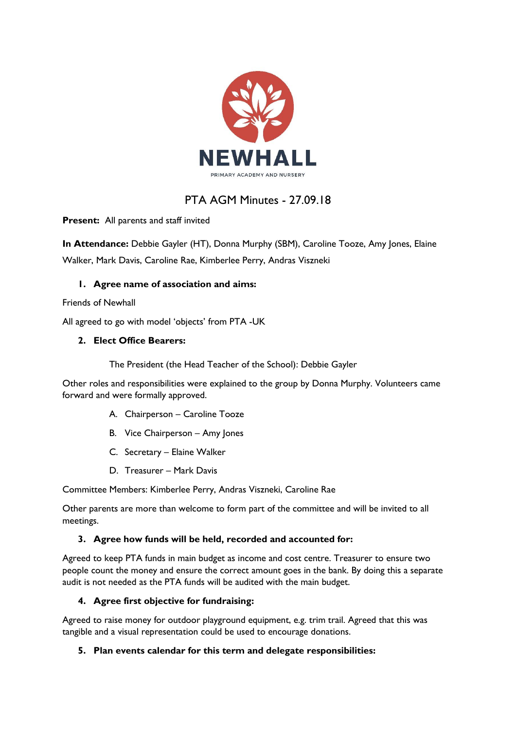NEWHALL

PRIMARY ACADEMY AND NURSERY

# PTA AGM Minutes - 27.09.18

**Present:** All parents and staff invited

**In Attendance:** Debbie Gayler (HT), Donna Murphy (SBM), Caroline Tooze, Amy Jones, Elaine Walker, Mark Davis, Caroline Rae, Kimberlee Perry, Andras Viszneki

1. **Agree name of association and aims:**

Friends of Newhall

All agreed to go with model 'objects' from PTA -UK

2. **Elect Office Bearers:**

The President (the Head Teacher of the School): Debbie Gayler

Other roles and responsibilities were explained to the group by Donna Murphy. Volunteers came forward and were formally approved.

A. Chairperson – Caroline Tooze

B. Vice Chairperson – Amy Jones

C. Secretary – Elaine Walker

D. Treasurer – Mark Davis

Committee Members: Kimberlee Perry, Andras Viszneki, Caroline Rae

Other parents are more than welcome to form part of the committee and will be invited to all meetings.

3. **Agree how funds will be held, recorded and accounted for:**

Agreed to keep PTA funds in main budget as income and cost centre. Treasurer to ensure two people count the money and ensure the correct amount goes in the bank. By doing this a separate audit is not needed as the PTA funds will be audited with the main budget.

4. **Agree first objective for fundraising:**

Agreed to raise money for outdoor playground equipment, e.g. trim trail. Agreed that this was tangible and a visual representation could be used to encourage donations.

5. **Plan events calendar for this term and delegate responsibilities:**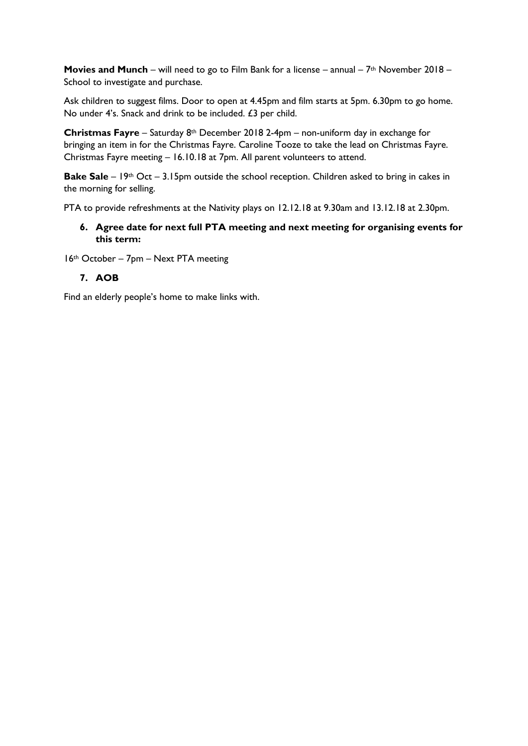**Movies and Munch** – will need to go to Film Bank for a license – annual – 7th November 2018 – School to investigate and purchase.

Ask children to suggest films. Door to open at 4.45pm and film starts at 5pm. 6.30pm to go home. No under 4's. Snack and drink to be included. £3 per child.

**Christmas Fayre** – Saturday 8th December 2018 2-4pm – non-uniform day in exchange for bringing an item in for the Christmas Fayre. Caroline Tooze to take the lead on Christmas Fayre. Christmas Fayre meeting – 16.10.18 at 7pm. All parent volunteers to attend.

**Bake Sale** – 19th Oct – 3.15pm outside the school reception. Children asked to bring in cakes in the morning for selling.

PTA to provide refreshments at the Nativity plays on 12.12.18 at 9.30am and 13.12.18 at 2.30pm.

6. **Agree date for next full PTA meeting and next meeting for organising events for this term:**

16th October – 7pm – Next PTA meeting

7. **AOB**

Find an elderly people's home to make links with.